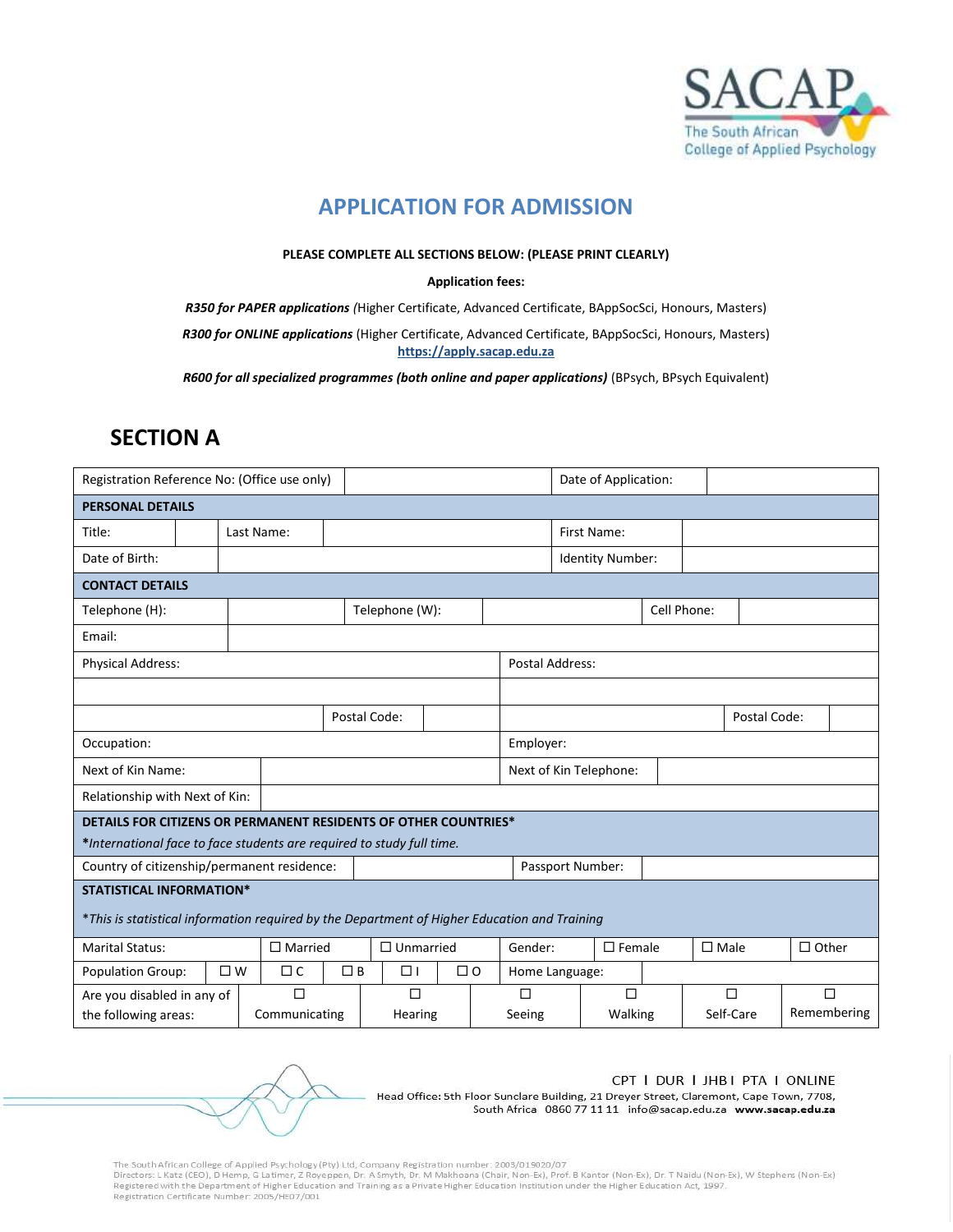SACAP
The South African College of Applied Psychology

# APPLICATION FOR ADMISSION

**PLEASE COMPLETE ALL SECTIONS BELOW: (PLEASE PRINT CLEARLY)**

**Application fees:**

***R350 for PAPER applications*** (Higher Certificate, Advanced Certificate, BAppSocSci, Honours, Masters)

***R300 for ONLINE applications*** (Higher Certificate, Advanced Certificate, BAppSocSci, Honours, Masters)
**https://apply.sacap.edu.za**

***R600 for all specialized programmes (both online and paper applications)*** (BPsych, BPsych Equivalent)

## SECTION A

| Registration Reference No: (Office use only) | | Date of Application: | |
|---|---|---|---|
| **PERSONAL DETAILS** | | | |
| Title: | Last Name: | First Name: | |
| Date of Birth: | | Identity Number: | |
| **CONTACT DETAILS** | | | |
| Telephone (H): | Telephone (W): | Cell Phone: | |
| Email: | | | |
| Physical Address: | | Postal Address: | |
| | | | |
| | Postal Code: | | Postal Code: |
| Occupation: | | Employer: | |
| Next of Kin Name: | | Next of Kin Telephone: | |
| Relationship with Next of Kin: | | | |
| **DETAILS FOR CITIZENS OR PERMANENT RESIDENTS OF OTHER COUNTRIES*** *International face to face students are required to study full time.* | | | |
| Country of citizenship/permanent residence: | | Passport Number: | |
| **STATISTICAL INFORMATION*** *This is statistical information required by the Department of Higher Education and Training* | | | |

| Marital Status: | ☐ Married | ☐ Unmarried | Gender: | ☐ Female | ☐ Male | ☐ Other |
|---|---|---|---|---|---|---|
| Population Group: | ☐ W ☐ C | ☐ B ☐ I ☐ O | Home Language: | | | |
| Are you disabled in any of the following areas: | ☐ Communicating | ☐ Hearing | ☐ Seeing | ☐ Walking | ☐ Self-Care | ☐ Remembering |

CPT I DUR I JHB I PTA I ONLINE
Head Office: 5th Floor Sunclare Building, 21 Dreyer Street, Claremont, Cape Town, 7708, South Africa 0860 77 11 11 info@sacap.edu.za **www.sacap.edu.za**

The South African College of Applied Psychology (Pty) Ltd, Company Registration number: 2003/019020/07
Directors: L Katz (CEO), D Hemp, G Latimer, Z Royeppen, Dr. A Smyth, Dr. M Makhoana (Chair, Non-Ex), Prof. B Kantor (Non-Ex), Dr. T Naidu (Non-Ex), W Stephens (Non-Ex)
Registered with the Department of Higher Education and Training as a Private Higher Education Institution under the Higher Education Act, 1997.
Registration Certificate Number: 2005/HE07/001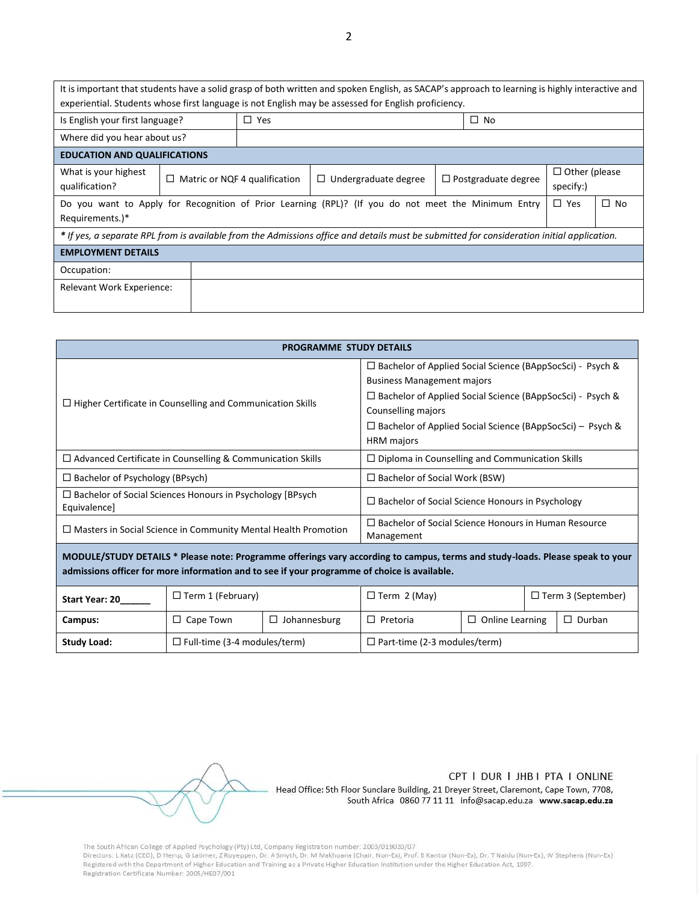| It is important that students have a solid grasp of both written and spoken English, as SACAP's approach to learning is highly interactive and experiential. Students whose first language is not English may be assessed for English proficiency. | | | | | |
|---|---|---|---|---|---|
| Is English your first language? | ☐ Yes | | ☐ No | | |
| Where did you hear about us? | | | | | |
| **EDUCATION AND QUALIFICATIONS** | | | | | |
| What is your highest qualification? | ☐ Matric or NQF 4 qualification | ☐ Undergraduate degree | ☐ Postgraduate degree | ☐ Other (please specify:) | |
| Do you want to Apply for Recognition of Prior Learning (RPL)? (If you do not meet the Minimum Entry Requirements.)* | | | | ☐ Yes | ☐ No |
| *\* If yes, a separate RPL from is available from the Admissions office and details must be submitted for consideration initial application.* | | | | | |
| **EMPLOYMENT DETAILS** | | | | | |
| Occupation: | | | | | |
| Relevant Work Experience: | | | | | |

| **PROGRAMME STUDY DETAILS** | | | | | |
|---|---|---|---|---|---|
| ☐ Higher Certificate in Counselling and Communication Skills | | | ☐ Bachelor of Applied Social Science (BAppSocSci) - Psych & Business Management majors<br>☐ Bachelor of Applied Social Science (BAppSocSci) - Psych & Counselling majors<br>☐ Bachelor of Applied Social Science (BAppSocSci) – Psych & HRM majors | | |
| ☐ Advanced Certificate in Counselling & Communication Skills | | | ☐ Diploma in Counselling and Communication Skills | | |
| ☐ Bachelor of Psychology (BPsych) | | | ☐ Bachelor of Social Work (BSW) | | |
| ☐ Bachelor of Social Sciences Honours in Psychology [BPsych Equivalence] | | | ☐ Bachelor of Social Science Honours in Psychology | | |
| ☐ Masters in Social Science in Community Mental Health Promotion | | | ☐ Bachelor of Social Science Honours in Human Resource Management | | |
| **MODULE/STUDY DETAILS \* Please note: Programme offerings vary according to campus, terms and study-loads. Please speak to your admissions officer for more information and to see if your programme of choice is available.** | | | | | |
| **Start Year: 20______** | ☐ Term 1 (February) | | ☐ Term 2 (May) | | ☐ Term 3 (September) |
| **Campus:** | ☐ Cape Town | ☐ Johannesburg | ☐ Pretoria | ☐ Online Learning | ☐ Durban |
| **Study Load:** | ☐ Full-time (3-4 modules/term) | | ☐ Part-time (2-3 modules/term) | | |

CPT I DUR I JHB I PTA I ONLINE

Head Office: 5th Floor Sunclare Building, 21 Dreyer Street, Claremont, Cape Town, 7708, South Africa 0860 77 11 11 info@sacap.edu.za **www.sacap.edu.za**

The South African College of Applied Psychology (Pty) Ltd, Company Registration number: 2003/019020/07
Directors: L Katz (CEO), D Hemp, G Latimer, Z Royeppen, Dr. A Smyth, Dr. M Makhoana (Chair, Non-Ex), Prof. B Kantor (Non-Ex), Dr. T Naidu (Non-Ex), W Stephens (Non-Ex)
Registered with the Department of Higher Education and Training as a Private Higher Education Institution under the Higher Education Act, 1997.
Registration Certificate Number: 2005/HE07/001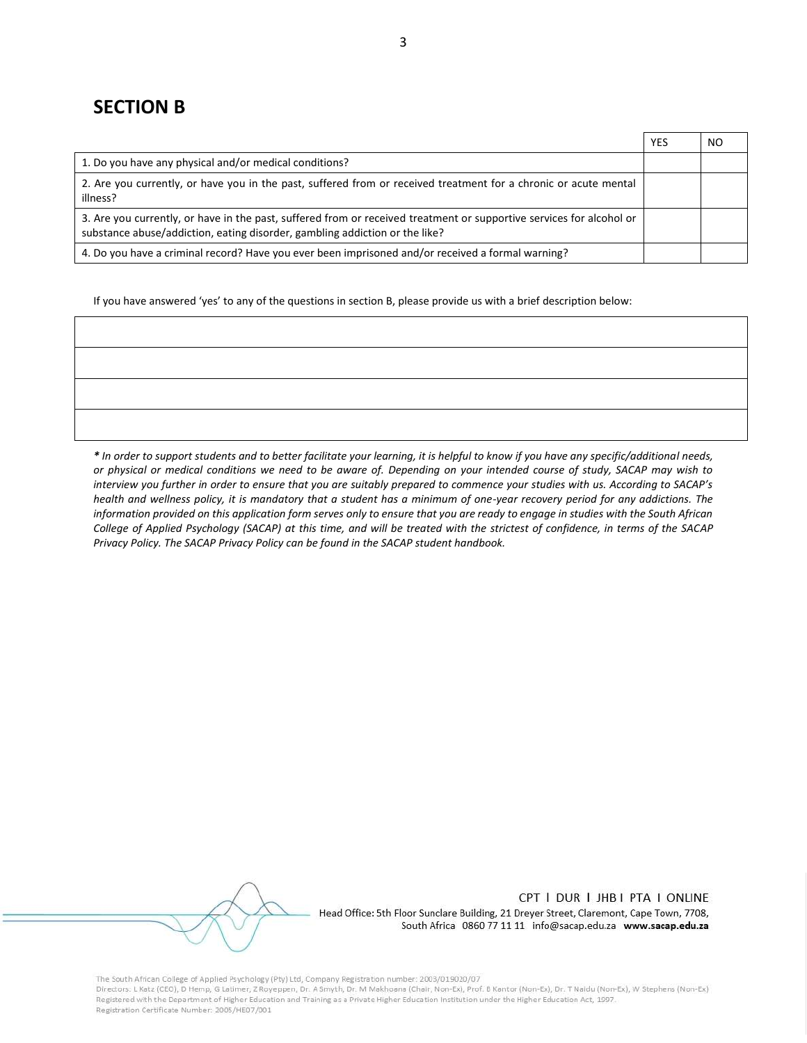## SECTION B

| | YES | NO |
|---|---|---|
| 1. Do you have any physical and/or medical conditions? | | |
| 2. Are you currently, or have you in the past, suffered from or received treatment for a chronic or acute mental illness? | | |
| 3. Are you currently, or have in the past, suffered from or received treatment or supportive services for alcohol or substance abuse/addiction, eating disorder, gambling addiction or the like? | | |
| 4. Do you have a criminal record? Have you ever been imprisoned and/or received a formal warning? | | |

If you have answered 'yes' to any of the questions in section B, please provide us with a brief description below:

| |
|---|
| |
| |
| |
| |

*** In order to support students and to better facilitate your learning, it is helpful to know if you have any specific/additional needs, or physical or medical conditions we need to be aware of. Depending on your intended course of study, SACAP may wish to interview you further in order to ensure that you are suitably prepared to commence your studies with us. According to SACAP's health and wellness policy, it is mandatory that a student has a minimum of one-year recovery period for any addictions. The information provided on this application form serves only to ensure that you are ready to engage in studies with the South African College of Applied Psychology (SACAP) at this time, and will be treated with the strictest of confidence, in terms of the SACAP Privacy Policy. The SACAP Privacy Policy can be found in the SACAP student handbook.***

CPT I DUR I JHB I PTA I ONLINE
Head Office: 5th Floor Sunclare Building, 21 Dreyer Street, Claremont, Cape Town, 7708, South Africa 0860 77 11 11 info@sacap.edu.za **www.sacap.edu.za**

The South African College of Applied Psychology (Pty) Ltd, Company Registration number: 2003/019020/07
Directors: L Katz (CEO), D Hemp, G Latimer, Z Royeppen, Dr. A Smyth, Dr. M Makhoana (Chair, Non-Ex), Prof. B Kantor (Non-Ex), Dr. T Naidu (Non-Ex), W Stephens (Non-Ex)
Registered with the Department of Higher Education and Training as a Private Higher Education Institution under the Higher Education Act, 1997.
Registration Certificate Number: 2005/HE07/001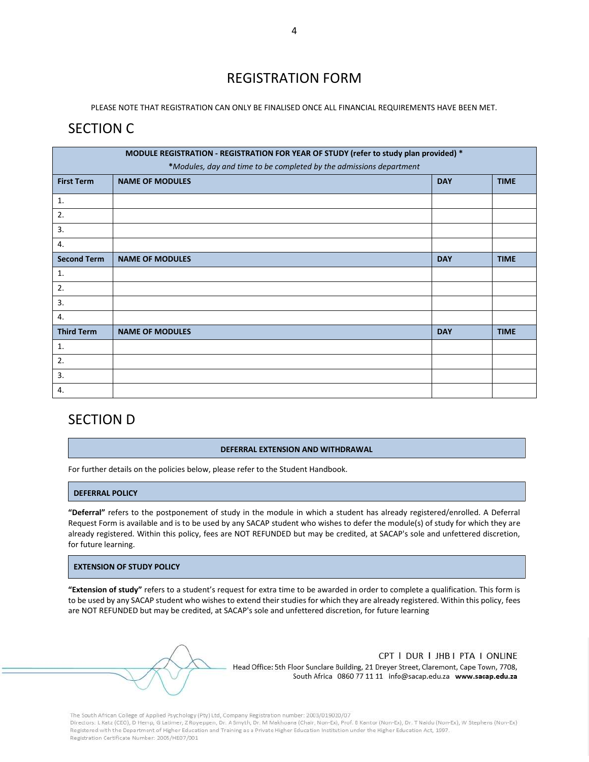# REGISTRATION FORM

PLEASE NOTE THAT REGISTRATION CAN ONLY BE FINALISED ONCE ALL FINANCIAL REQUIREMENTS HAVE BEEN MET.

## SECTION C

| MODULE REGISTRATION - REGISTRATION FOR YEAR OF STUDY (refer to study plan provided) * *Modules, day and time to be completed by the admissions department | | | |
|---|---|---|---|
| **First Term** | **NAME OF MODULES** | **DAY** | **TIME** |
| 1. | | | |
| 2. | | | |
| 3. | | | |
| 4. | | | |
| **Second Term** | **NAME OF MODULES** | **DAY** | **TIME** |
| 1. | | | |
| 2. | | | |
| 3. | | | |
| 4. | | | |
| **Third Term** | **NAME OF MODULES** | **DAY** | **TIME** |
| 1. | | | |
| 2. | | | |
| 3. | | | |
| 4. | | | |

## SECTION D

**DEFERRAL EXTENSION AND WITHDRAWAL**

For further details on the policies below, please refer to the Student Handbook.

**DEFERRAL POLICY**

**"Deferral"** refers to the postponement of study in the module in which a student has already registered/enrolled. A Deferral Request Form is available and is to be used by any SACAP student who wishes to defer the module(s) of study for which they are already registered. Within this policy, fees are NOT REFUNDED but may be credited, at SACAP's sole and unfettered discretion, for future learning.

**EXTENSION OF STUDY POLICY**

**"Extension of study"** refers to a student's request for extra time to be awarded in order to complete a qualification. This form is to be used by any SACAP student who wishes to extend their studies for which they are already registered. Within this policy, fees are NOT REFUNDED but may be credited, at SACAP's sole and unfettered discretion, for future learning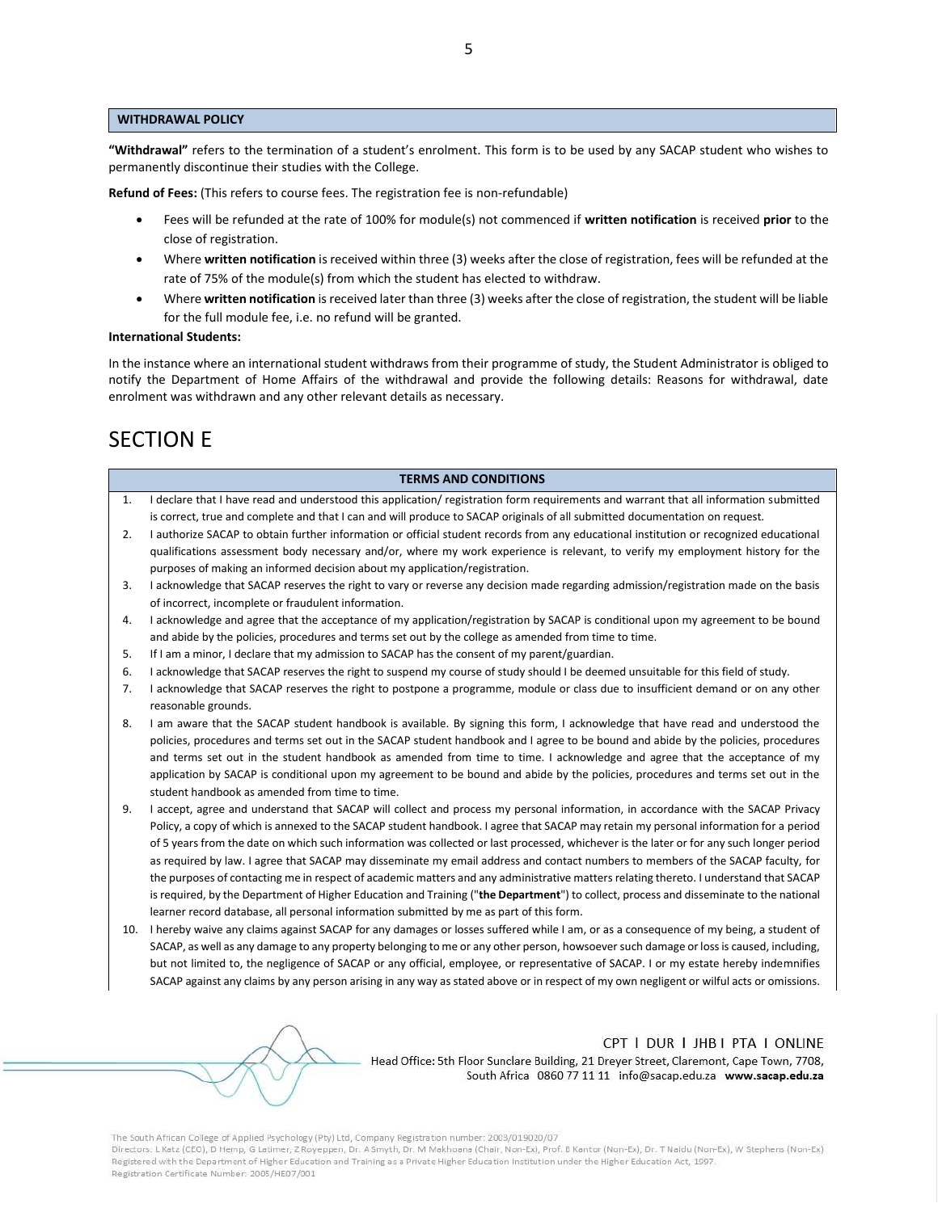## WITHDRAWAL POLICY

**"Withdrawal"** refers to the termination of a student's enrolment. This form is to be used by any SACAP student who wishes to permanently discontinue their studies with the College.

**Refund of Fees:** (This refers to course fees. The registration fee is non-refundable)

- Fees will be refunded at the rate of 100% for module(s) not commenced if **written notification** is received **prior** to the close of registration.
- Where **written notification** is received within three (3) weeks after the close of registration, fees will be refunded at the rate of 75% of the module(s) from which the student has elected to withdraw.
- Where **written notification** is received later than three (3) weeks after the close of registration, the student will be liable for the full module fee, i.e. no refund will be granted.

**International Students:**

In the instance where an international student withdraws from their programme of study, the Student Administrator is obliged to notify the Department of Home Affairs of the withdrawal and provide the following details: Reasons for withdrawal, date enrolment was withdrawn and any other relevant details as necessary.

# SECTION E

## TERMS AND CONDITIONS

1. I declare that I have read and understood this application/ registration form requirements and warrant that all information submitted is correct, true and complete and that I can and will produce to SACAP originals of all submitted documentation on request.
2. I authorize SACAP to obtain further information or official student records from any educational institution or recognized educational qualifications assessment body necessary and/or, where my work experience is relevant, to verify my employment history for the purposes of making an informed decision about my application/registration.
3. I acknowledge that SACAP reserves the right to vary or reverse any decision made regarding admission/registration made on the basis of incorrect, incomplete or fraudulent information.
4. I acknowledge and agree that the acceptance of my application/registration by SACAP is conditional upon my agreement to be bound and abide by the policies, procedures and terms set out by the college as amended from time to time.
5. If I am a minor, I declare that my admission to SACAP has the consent of my parent/guardian.
6. I acknowledge that SACAP reserves the right to suspend my course of study should I be deemed unsuitable for this field of study.
7. I acknowledge that SACAP reserves the right to postpone a programme, module or class due to insufficient demand or on any other reasonable grounds.
8. I am aware that the SACAP student handbook is available. By signing this form, I acknowledge that have read and understood the policies, procedures and terms set out in the SACAP student handbook and I agree to be bound and abide by the policies, procedures and terms set out in the student handbook as amended from time to time. I acknowledge and agree that the acceptance of my application by SACAP is conditional upon my agreement to be bound and abide by the policies, procedures and terms set out in the student handbook as amended from time to time.
9. I accept, agree and understand that SACAP will collect and process my personal information, in accordance with the SACAP Privacy Policy, a copy of which is annexed to the SACAP student handbook. I agree that SACAP may retain my personal information for a period of 5 years from the date on which such information was collected or last processed, whichever is the later or for any such longer period as required by law. I agree that SACAP may disseminate my email address and contact numbers to members of the SACAP faculty, for the purposes of contacting me in respect of academic matters and any administrative matters relating thereto. I understand that SACAP is required, by the Department of Higher Education and Training ("**the Department**") to collect, process and disseminate to the national learner record database, all personal information submitted by me as part of this form.
10. I hereby waive any claims against SACAP for any damages or losses suffered while I am, or as a consequence of my being, a student of SACAP, as well as any damage to any property belonging to me or any other person, howsoever such damage or loss is caused, including, but not limited to, the negligence of SACAP or any official, employee, or representative of SACAP. I or my estate hereby indemnifies SACAP against any claims by any person arising in any way as stated above or in respect of my own negligent or wilful acts or omissions.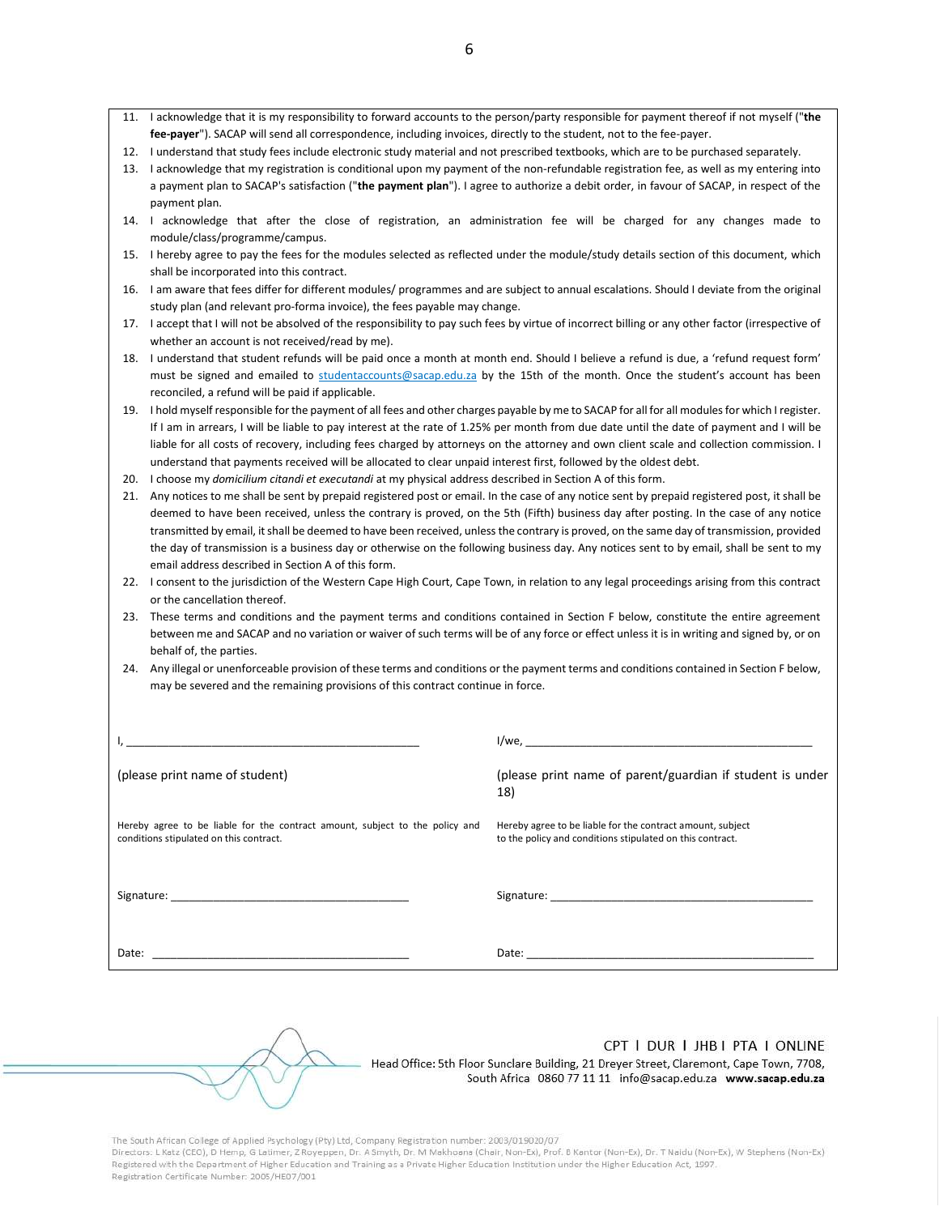11. I acknowledge that it is my responsibility to forward accounts to the person/party responsible for payment thereof if not myself ("**the fee-payer**"). SACAP will send all correspondence, including invoices, directly to the student, not to the fee-payer.
12. I understand that study fees include electronic study material and not prescribed textbooks, which are to be purchased separately.
13. I acknowledge that my registration is conditional upon my payment of the non-refundable registration fee, as well as my entering into a payment plan to SACAP's satisfaction ("**the payment plan**"). I agree to authorize a debit order, in favour of SACAP, in respect of the payment plan.
14. I acknowledge that after the close of registration, an administration fee will be charged for any changes made to module/class/programme/campus.
15. I hereby agree to pay the fees for the modules selected as reflected under the module/study details section of this document, which shall be incorporated into this contract.
16. I am aware that fees differ for different modules/ programmes and are subject to annual escalations. Should I deviate from the original study plan (and relevant pro-forma invoice), the fees payable may change.
17. I accept that I will not be absolved of the responsibility to pay such fees by virtue of incorrect billing or any other factor (irrespective of whether an account is not received/read by me).
18. I understand that student refunds will be paid once a month at month end. Should I believe a refund is due, a 'refund request form' must be signed and emailed to studentaccounts@sacap.edu.za by the 15th of the month. Once the student's account has been reconciled, a refund will be paid if applicable.
19. I hold myself responsible for the payment of all fees and other charges payable by me to SACAP for all for all modules for which I register. If I am in arrears, I will be liable to pay interest at the rate of 1.25% per month from due date until the date of payment and I will be liable for all costs of recovery, including fees charged by attorneys on the attorney and own client scale and collection commission. I understand that payments received will be allocated to clear unpaid interest first, followed by the oldest debt.
20. I choose my *domicilium citandi et executandi* at my physical address described in Section A of this form.
21. Any notices to me shall be sent by prepaid registered post or email. In the case of any notice sent by prepaid registered post, it shall be deemed to have been received, unless the contrary is proved, on the 5th (Fifth) business day after posting. In the case of any notice transmitted by email, it shall be deemed to have been received, unless the contrary is proved, on the same day of transmission, provided the day of transmission is a business day or otherwise on the following business day. Any notices sent to by email, shall be sent to my email address described in Section A of this form.
22. I consent to the jurisdiction of the Western Cape High Court, Cape Town, in relation to any legal proceedings arising from this contract or the cancellation thereof.
23. These terms and conditions and the payment terms and conditions contained in Section F below, constitute the entire agreement between me and SACAP and no variation or waiver of such terms will be of any force or effect unless it is in writing and signed by, or on behalf of, the parties.
24. Any illegal or unenforceable provision of these terms and conditions or the payment terms and conditions contained in Section F below, may be severed and the remaining provisions of this contract continue in force.

I, ______________________________________________

(please print name of student)

Hereby agree to be liable for the contract amount, subject to the policy and conditions stipulated on this contract.

Signature: ______________________________________

Date: __________________________________________

I/we, ___________________________________________

(please print name of parent/guardian if student is under 18)

Hereby agree to be liable for the contract amount, subject to the policy and conditions stipulated on this contract.

Signature: ______________________________________

Date: __________________________________________

CPT I DUR I JHB I PTA I ONLINE

Head Office: 5th Floor Sunclare Building, 21 Dreyer Street, Claremont, Cape Town, 7708, South Africa 0860 77 11 11 info@sacap.edu.za **www.sacap.edu.za**

The South African College of Applied Psychology (Pty) Ltd, Company Registration number: 2003/019020/07
Directors: L Katz (CEO), D Hemp, G Latimer, Z Royeppen, Dr. A Smyth, Dr. M Makhoana (Chair, Non-Ex), Prof. B Kantor (Non-Ex), Dr. T Naidu (Non-Ex), W Stephens (Non-Ex)
Registered with the Department of Higher Education and Training as a Private Higher Education Institution under the Higher Education Act, 1997.
Registration Certificate Number: 2005/HE07/001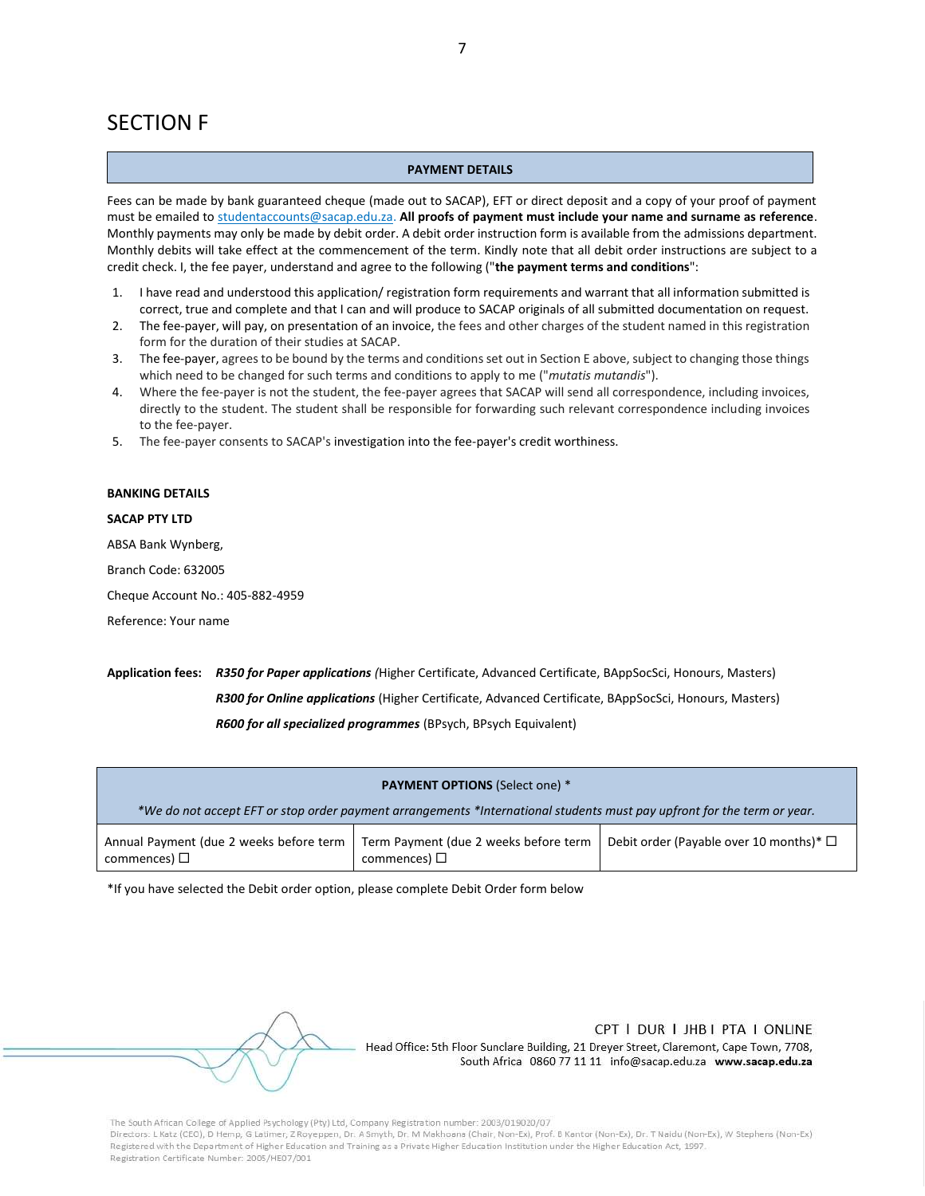# SECTION F

## PAYMENT DETAILS

Fees can be made by bank guaranteed cheque (made out to SACAP), EFT or direct deposit and a copy of your proof of payment must be emailed to studentaccounts@sacap.edu.za. **All proofs of payment must include your name and surname as reference**. Monthly payments may only be made by debit order. A debit order instruction form is available from the admissions department. Monthly debits will take effect at the commencement of the term. Kindly note that all debit order instructions are subject to a credit check. I, the fee payer, understand and agree to the following ("**the payment terms and conditions**":

1. I have read and understood this application/ registration form requirements and warrant that all information submitted is correct, true and complete and that I can and will produce to SACAP originals of all submitted documentation on request.
2. The fee-payer, will pay, on presentation of an invoice, the fees and other charges of the student named in this registration form for the duration of their studies at SACAP.
3. The fee-payer, agrees to be bound by the terms and conditions set out in Section E above, subject to changing those things which need to be changed for such terms and conditions to apply to me ("*mutatis mutandis*").
4. Where the fee-payer is not the student, the fee-payer agrees that SACAP will send all correspondence, including invoices, directly to the student. The student shall be responsible for forwarding such relevant correspondence including invoices to the fee-payer.
5. The fee-payer consents to SACAP's investigation into the fee-payer's credit worthiness.

**BANKING DETAILS**

**SACAP PTY LTD**

ABSA Bank Wynberg,

Branch Code: 632005

Cheque Account No.: 405-882-4959

Reference: Your name

**Application fees:** ***R350 for Paper applications*** *(*Higher Certificate, Advanced Certificate, BAppSocSci, Honours, Masters)

***R300 for Online applications*** (Higher Certificate, Advanced Certificate, BAppSocSci, Honours, Masters)

***R600 for all specialized programmes*** (BPsych, BPsych Equivalent)

| **PAYMENT OPTIONS** (Select one) * *We do not accept EFT or stop order payment arrangements *International students must pay upfront for the term or year.* | | |
|---|---|---|
| Annual Payment (due 2 weeks before term commences) ☐ | Term Payment (due 2 weeks before term commences) ☐ | Debit order (Payable over 10 months)* ☐ |

*If you have selected the Debit order option, please complete Debit Order form below

CPT I DUR I JHB I PTA I ONLINE

Head Office: 5th Floor Sunclare Building, 21 Dreyer Street, Claremont, Cape Town, 7708, South Africa 0860 77 11 11 info@sacap.edu.za **www.sacap.edu.za**

The South African College of Applied Psychology (Pty) Ltd, Company Registration number: 2003/019020/07
Directors: L Katz (CEO), D Hemp, G Latimer, Z Royeppen, Dr. A Smyth, Dr. M Makhoana (Chair, Non-Ex), Prof. B Kantor (Non-Ex), Dr. T Naidu (Non-Ex), W Stephens (Non-Ex)
Registered with the Department of Higher Education and Training as a Private Higher Education Institution under the Higher Education Act, 1997.
Registration Certificate Number: 2005/HE07/001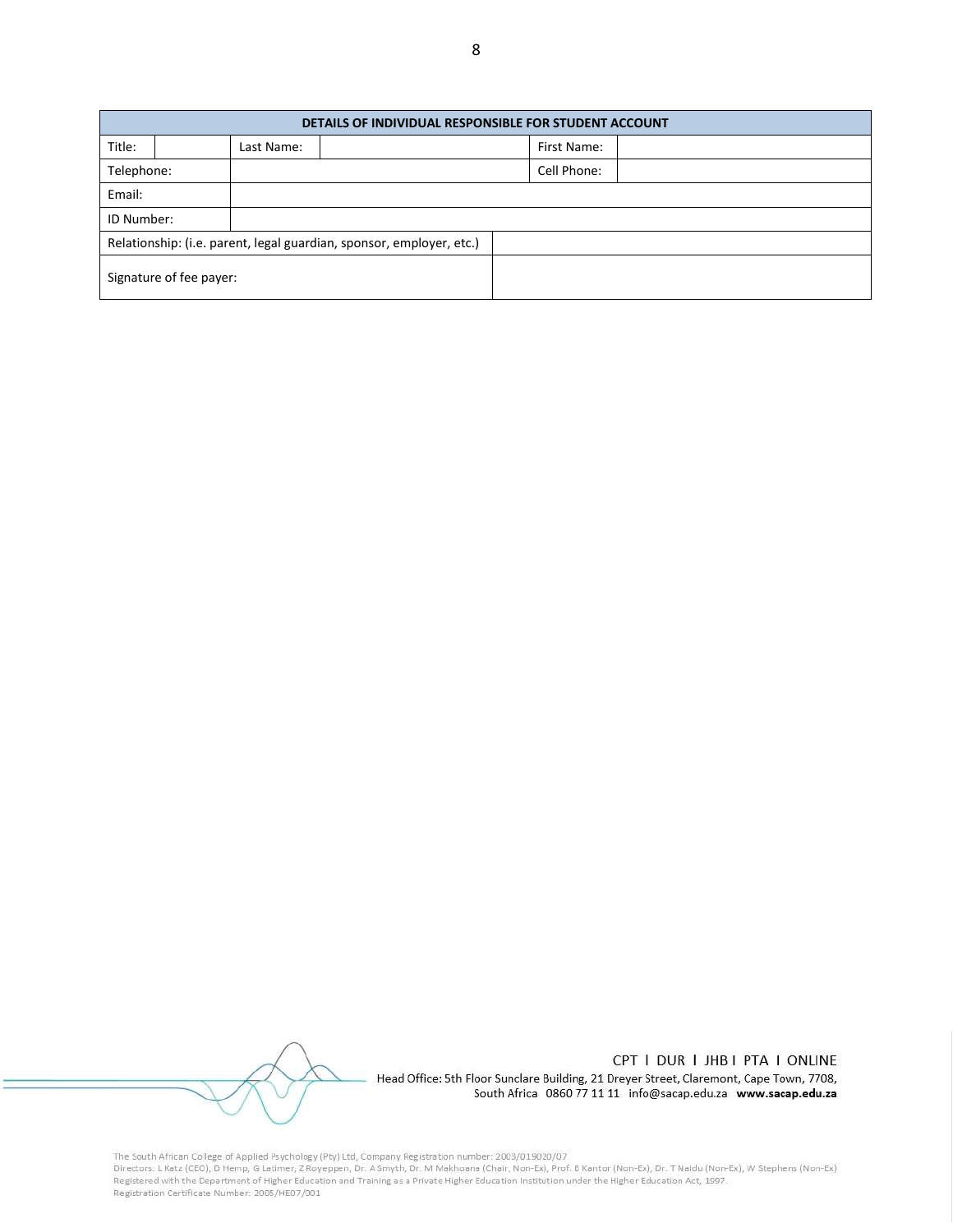| DETAILS OF INDIVIDUAL RESPONSIBLE FOR STUDENT ACCOUNT | | | | | |
|---|---|---|---|---|---|
| Title: | | Last Name: | | First Name: | |
| Telephone: | | | | Cell Phone: | |
| Email: | | | | | |
| ID Number: | | | | | |
| Relationship: (i.e. parent, legal guardian, sponsor, employer, etc.) | | | | | |
| Signature of fee payer: | | | | | |